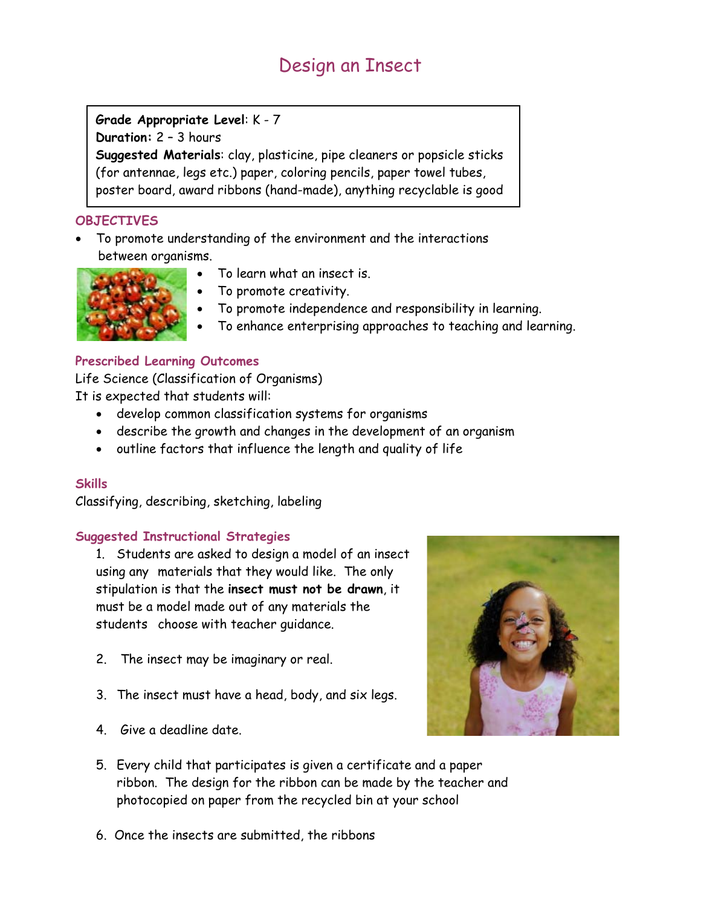# Design an Insect

**Grade Appropriate Level**: K - 7
**Duration:** 2 – 3 hours
**Suggested Materials**: clay, plasticine, pipe cleaners or popsicle sticks (for antennae, legs etc.) paper, coloring pencils, paper towel tubes, poster board, award ribbons (hand-made), anything recyclable is good

## OBJECTIVES

- To promote understanding of the environment and the interactions between organisms.
- To learn what an insect is.
- To promote creativity.
- To promote independence and responsibility in learning.
- To enhance enterprising approaches to teaching and learning.

## Prescribed Learning Outcomes

Life Science (Classification of Organisms)
It is expected that students will:

- develop common classification systems for organisms
- describe the growth and changes in the development of an organism
- outline factors that influence the length and quality of life

## Skills

Classifying, describing, sketching, labeling

## Suggested Instructional Strategies

1. Students are asked to design a model of an insect using any materials that they would like. The only stipulation is that the **insect must not be drawn**, it must be a model made out of any materials the students choose with teacher guidance.

2. The insect may be imaginary or real.

3. The insect must have a head, body, and six legs.

4. Give a deadline date.

5. Every child that participates is given a certificate and a paper ribbon. The design for the ribbon can be made by the teacher and photocopied on paper from the recycled bin at your school

6. Once the insects are submitted, the ribbons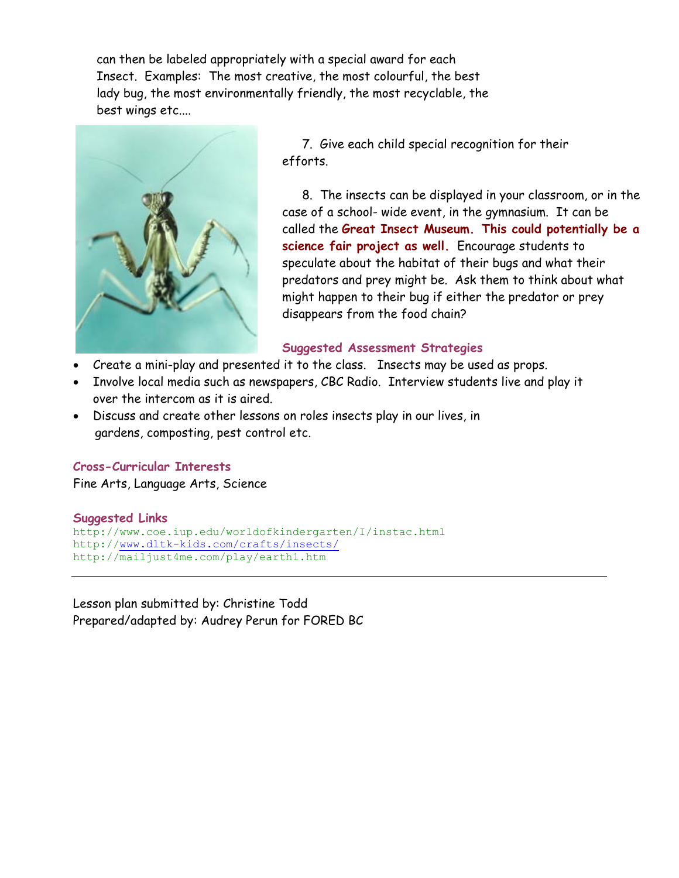can then be labeled appropriately with a special award for each Insect. Examples: The most creative, the most colourful, the best lady bug, the most environmentally friendly, the most recyclable, the best wings etc....

7. Give each child special recognition for their efforts.

8. The insects can be displayed in your classroom, or in the case of a school- wide event, in the gymnasium. It can be called the **Great Insect Museum. This could potentially be a science fair project as well.** Encourage students to speculate about the habitat of their bugs and what their predators and prey might be. Ask them to think about what might happen to their bug if either the predator or prey disappears from the food chain?

### Suggested Assessment Strategies

- Create a mini-play and presented it to the class. Insects may be used as props.
- Involve local media such as newspapers, CBC Radio. Interview students live and play it over the intercom as it is aired.
- Discuss and create other lessons on roles insects play in our lives, in gardens, composting, pest control etc.

### Cross-Curricular Interests

Fine Arts, Language Arts, Science

### Suggested Links

http://www.coe.iup.edu/worldofkindergarten/I/instac.html
http://www.dltk-kids.com/crafts/insects/
http://mailjust4me.com/play/earth1.htm

---

Lesson plan submitted by: Christine Todd
Prepared/adapted by: Audrey Perun for FORED BC